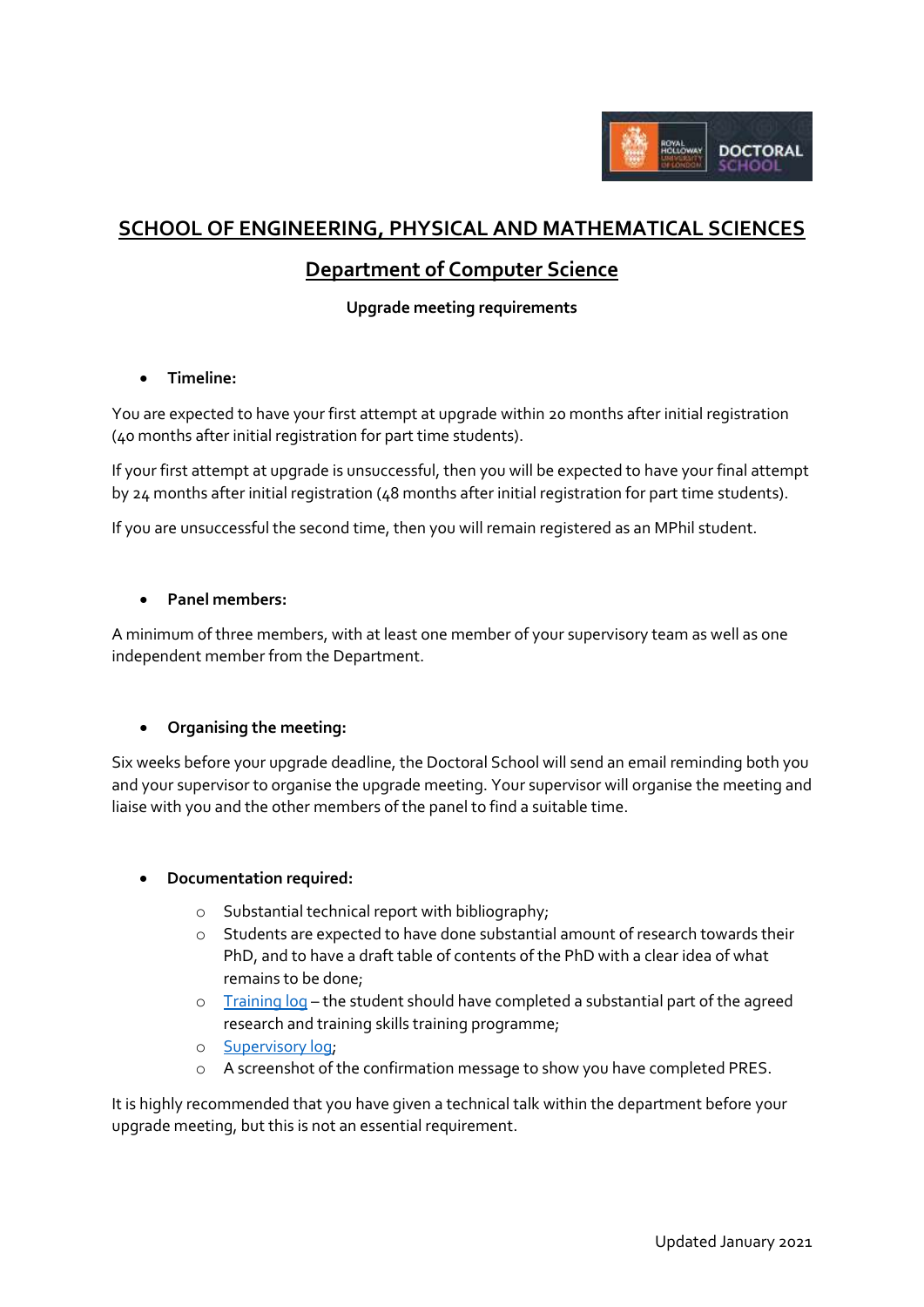# SCHOOL OF ENGINEERING, PHYSICAL AND MATHEMATICAL SCIENCES

## Department of Computer Science

**Upgrade meeting requirements**

- **Timeline:**

You are expected to have your first attempt at upgrade within 20 months after initial registration (40 months after initial registration for part time students).

If your first attempt at upgrade is unsuccessful, then you will be expected to have your final attempt by 24 months after initial registration (48 months after initial registration for part time students).

If you are unsuccessful the second time, then you will remain registered as an MPhil student.

- **Panel members:**

A minimum of three members, with at least one member of your supervisory team as well as one independent member from the Department.

- **Organising the meeting:**

Six weeks before your upgrade deadline, the Doctoral School will send an email reminding both you and your supervisor to organise the upgrade meeting. Your supervisor will organise the meeting and liaise with you and the other members of the panel to find a suitable time.

- **Documentation required:**
    - Substantial technical report with bibliography;
    - Students are expected to have done substantial amount of research towards their PhD, and to have a draft table of contents of the PhD with a clear idea of what remains to be done;
    - Training log – the student should have completed a substantial part of the agreed research and training skills training programme;
    - Supervisory log;
    - A screenshot of the confirmation message to show you have completed PRES.

It is highly recommended that you have given a technical talk within the department before your upgrade meeting, but this is not an essential requirement.

Updated January 2021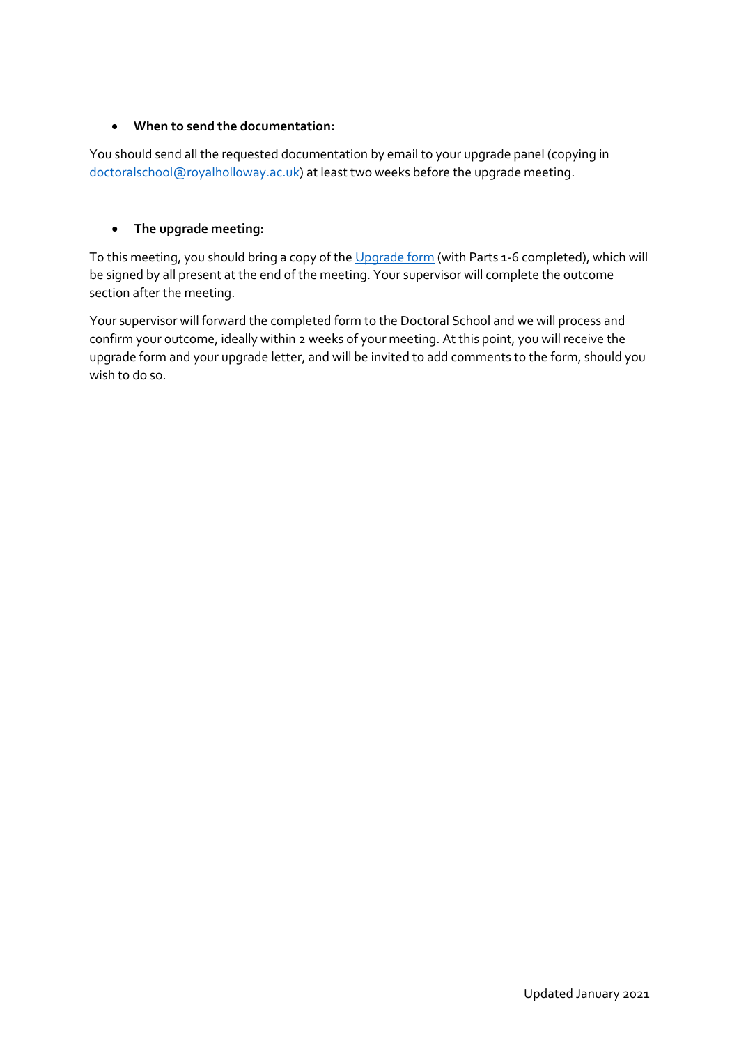- **When to send the documentation:**

You should send all the requested documentation by email to your upgrade panel (copying in doctoralschool@royalholloway.ac.uk) at least two weeks before the upgrade meeting.

- **The upgrade meeting:**

To this meeting, you should bring a copy of the Upgrade form (with Parts 1-6 completed), which will be signed by all present at the end of the meeting. Your supervisor will complete the outcome section after the meeting.

Your supervisor will forward the completed form to the Doctoral School and we will process and confirm your outcome, ideally within 2 weeks of your meeting. At this point, you will receive the upgrade form and your upgrade letter, and will be invited to add comments to the form, should you wish to do so.

Updated January 2021